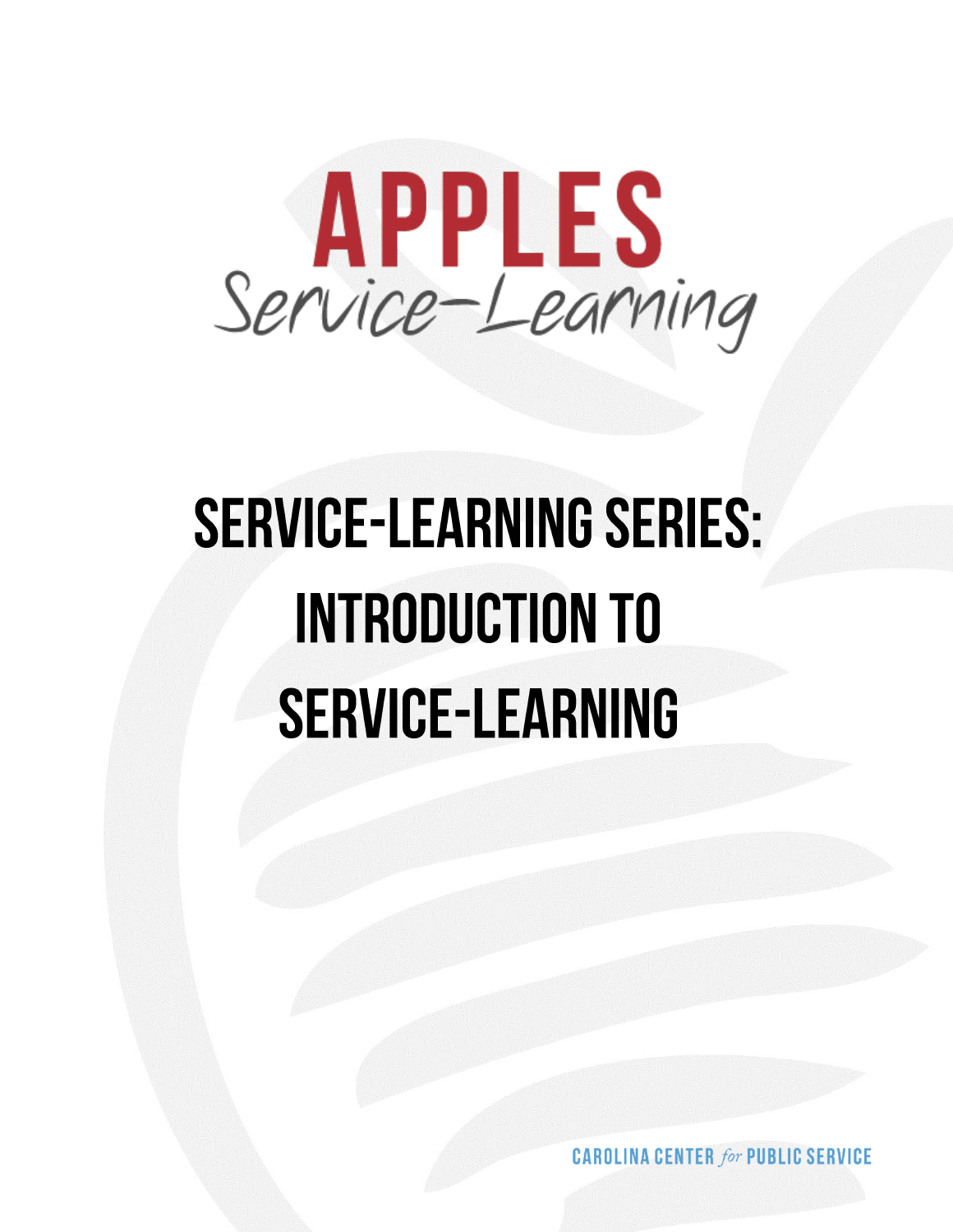# APPLES

Service-Learning

# SERVICE-LEARNING SERIES: INTRODUCTION TO SERVICE-LEARNING

CAROLINA CENTER *for* PUBLIC SERVICE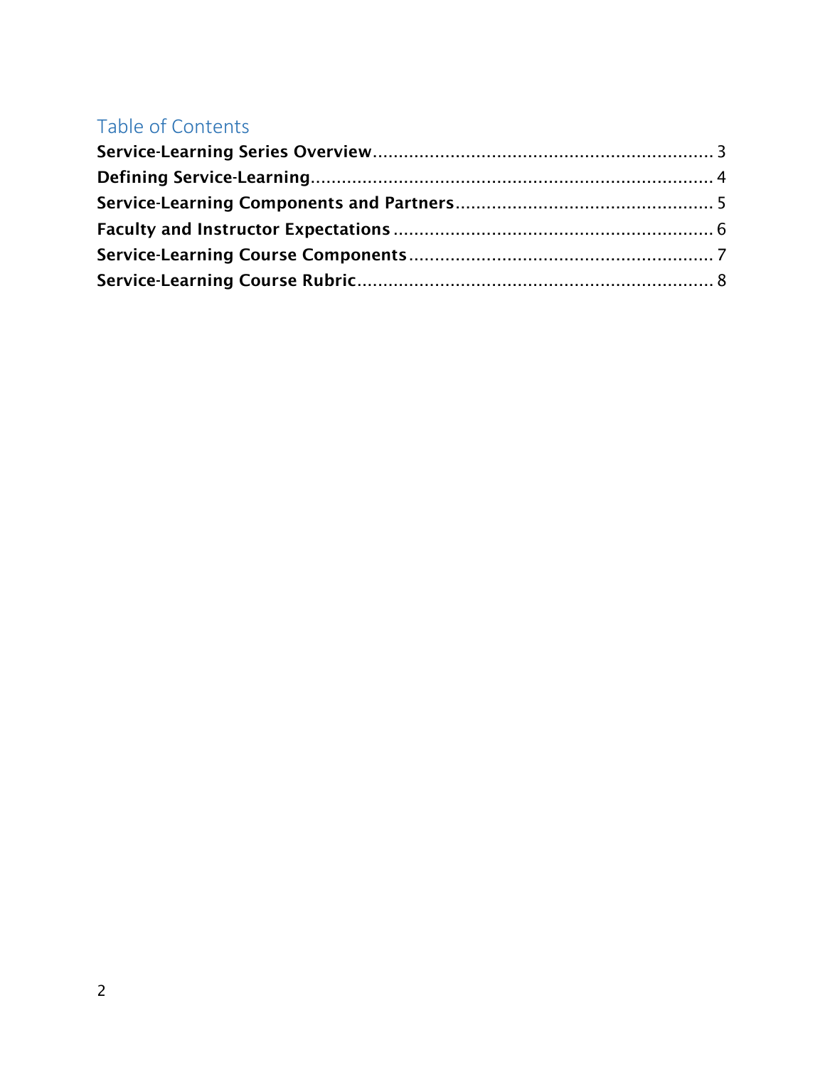## Table of Contents

**Service-Learning Series Overview** ........................................................ 3
**Defining Service-Learning** ........................................................ 4
**Service-Learning Components and Partners** ........................................................ 5
**Faculty and Instructor Expectations** ........................................................ 6
**Service-Learning Course Components** ........................................................ 7
**Service-Learning Course Rubric** ........................................................ 8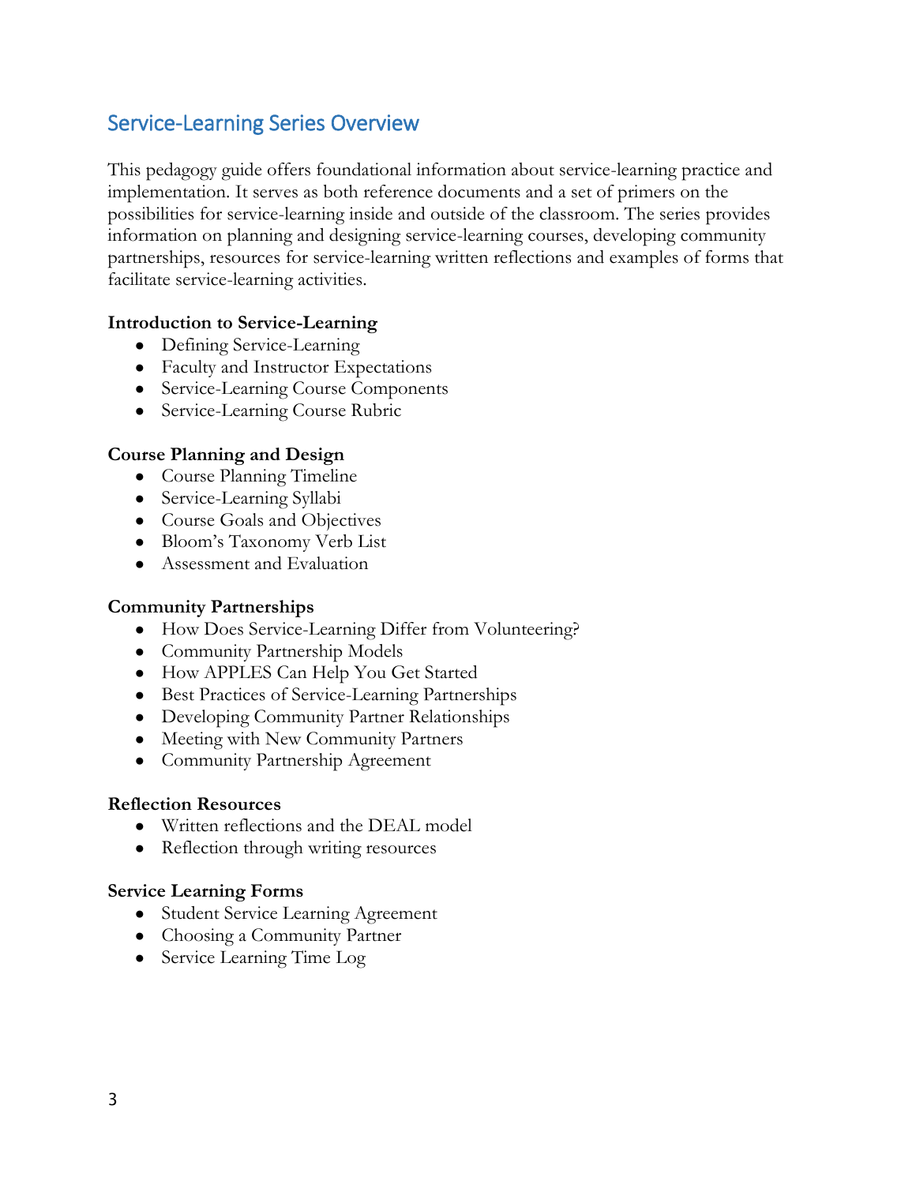## Service-Learning Series Overview

This pedagogy guide offers foundational information about service-learning practice and implementation. It serves as both reference documents and a set of primers on the possibilities for service-learning inside and outside of the classroom. The series provides information on planning and designing service-learning courses, developing community partnerships, resources for service-learning written reflections and examples of forms that facilitate service-learning activities.

**Introduction to Service-Learning**

- Defining Service-Learning
- Faculty and Instructor Expectations
- Service-Learning Course Components
- Service-Learning Course Rubric

**Course Planning and Design**

- Course Planning Timeline
- Service-Learning Syllabi
- Course Goals and Objectives
- Bloom's Taxonomy Verb List
- Assessment and Evaluation

**Community Partnerships**

- How Does Service-Learning Differ from Volunteering?
- Community Partnership Models
- How APPLES Can Help You Get Started
- Best Practices of Service-Learning Partnerships
- Developing Community Partner Relationships
- Meeting with New Community Partners
- Community Partnership Agreement

**Reflection Resources**

- Written reflections and the DEAL model
- Reflection through writing resources

**Service Learning Forms**

- Student Service Learning Agreement
- Choosing a Community Partner
- Service Learning Time Log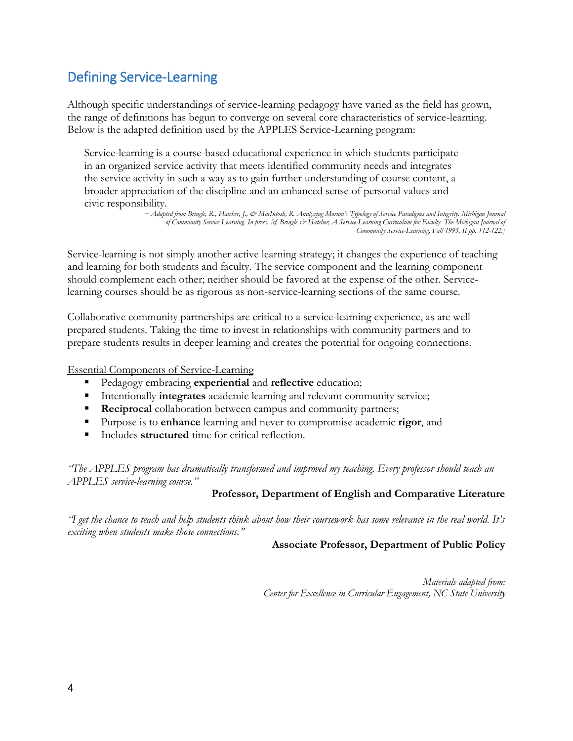## Defining Service-Learning

Although specific understandings of service-learning pedagogy have varied as the field has grown, the range of definitions has begun to converge on several core characteristics of service-learning. Below is the adapted definition used by the APPLES Service-Learning program:

> Service-learning is a course-based educational experience in which students participate in an organized service activity that meets identified community needs and integrates the service activity in such a way as to gain further understanding of course content, a broader appreciation of the discipline and an enhanced sense of personal values and civic responsibility.
>
> *~ Adapted from Bringle, R., Hatcher, J., & MacIntosh, R. Analyzing Morton's Typology of Service Paradigms and Integrity. Michigan Journal of Community Service Learning. In press. [cf. Bringle & Hatcher, A Service-Learning Curriculum for Faculty. The Michigan Journal of Community Service-Learning, Fall 1995, II pp. 112-122.]*

Service-learning is not simply another active learning strategy; it changes the experience of teaching and learning for both students and faculty. The service component and the learning component should complement each other; neither should be favored at the expense of the other. Service-learning courses should be as rigorous as non-service-learning sections of the same course.

Collaborative community partnerships are critical to a service-learning experience, as are well prepared students. Taking the time to invest in relationships with community partners and to prepare students results in deeper learning and creates the potential for ongoing connections.

Essential Components of Service-Learning

- Pedagogy embracing **experiential** and **reflective** education;
- Intentionally **integrates** academic learning and relevant community service;
- **Reciprocal** collaboration between campus and community partners;
- Purpose is to **enhance** learning and never to compromise academic **rigor**, and
- Includes **structured** time for critical reflection.

*"The APPLES program has dramatically transformed and improved my teaching. Every professor should teach an APPLES service-learning course."*

**Professor, Department of English and Comparative Literature**

*"I get the chance to teach and help students think about how their coursework has some relevance in the real world. It's exciting when students make those connections."*

**Associate Professor, Department of Public Policy**

*Materials adapted from:*
*Center for Excellence in Curricular Engagement, NC State University*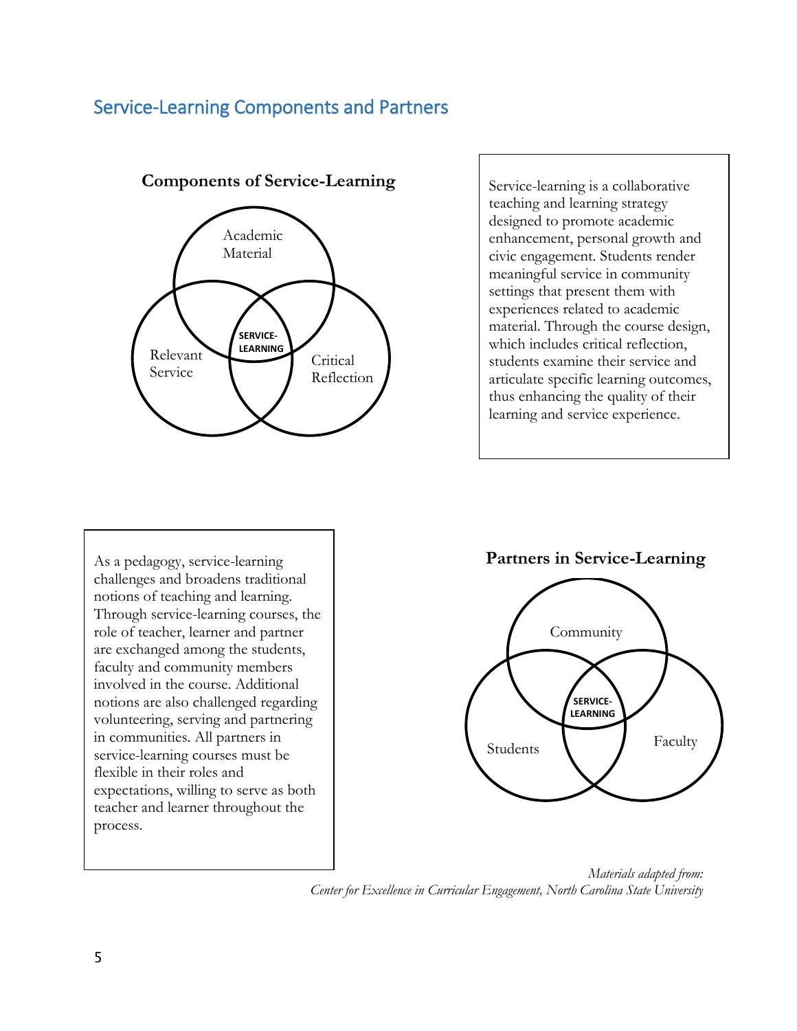## Service-Learning Components and Partners

**Components of Service-Learning**

Academic Material

Relevant Service

Critical Reflection

SERVICE-LEARNING

Service-learning is a collaborative teaching and learning strategy designed to promote academic enhancement, personal growth and civic engagement. Students render meaningful service in community settings that present them with experiences related to academic material. Through the course design, which includes critical reflection, students examine their service and articulate specific learning outcomes, thus enhancing the quality of their learning and service experience.

As a pedagogy, service-learning challenges and broadens traditional notions of teaching and learning. Through service-learning courses, the role of teacher, learner and partner are exchanged among the students, faculty and community members involved in the course. Additional notions are also challenged regarding volunteering, serving and partnering in communities. All partners in service-learning courses must be flexible in their roles and expectations, willing to serve as both teacher and learner throughout the process.

**Partners in Service-Learning**

Community

Students

Faculty

SERVICE-LEARNING

*Materials adapted from:*
*Center for Excellence in Curricular Engagement, North Carolina State University*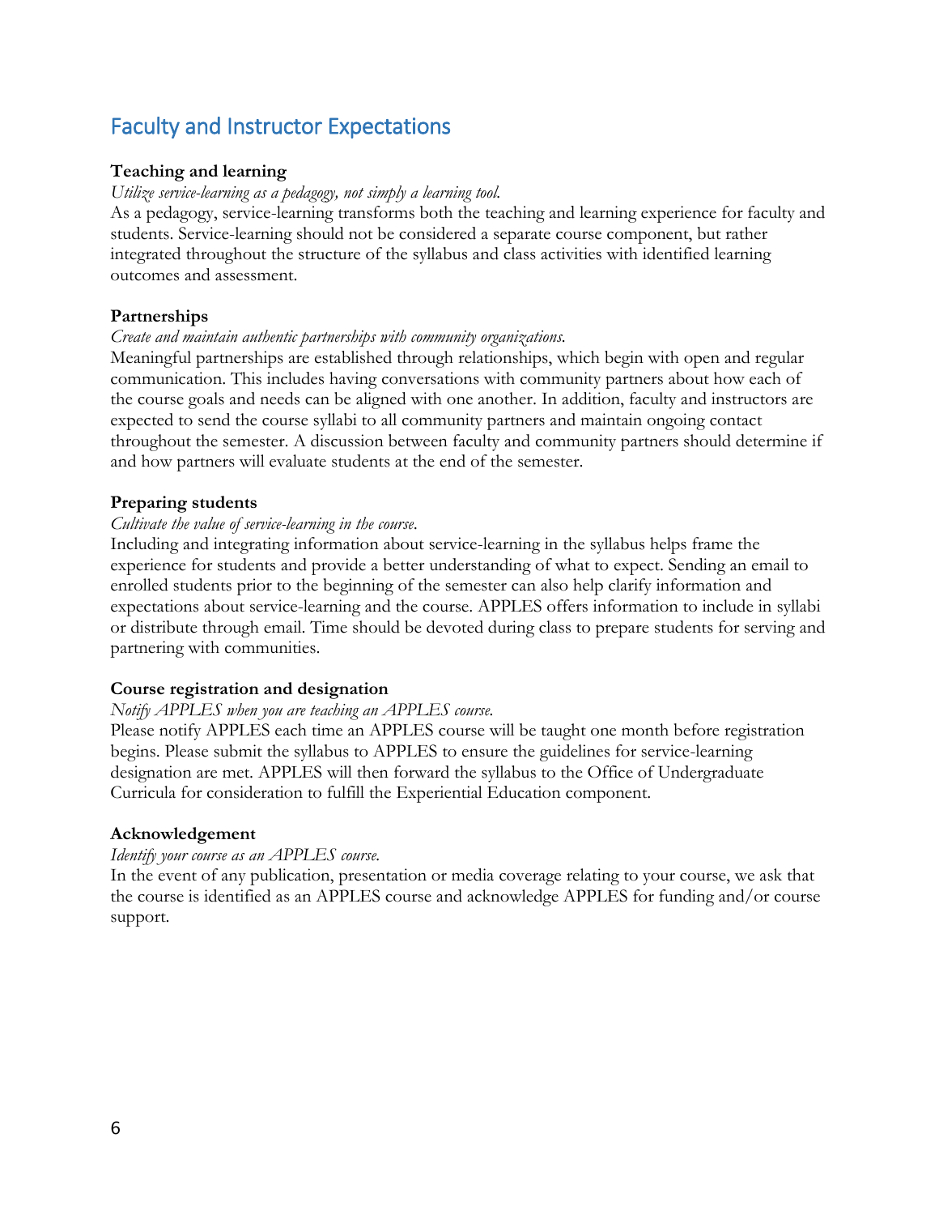## Faculty and Instructor Expectations

**Teaching and learning**

*Utilize service-learning as a pedagogy, not simply a learning tool.*

As a pedagogy, service-learning transforms both the teaching and learning experience for faculty and students. Service-learning should not be considered a separate course component, but rather integrated throughout the structure of the syllabus and class activities with identified learning outcomes and assessment.

**Partnerships**

*Create and maintain authentic partnerships with community organizations.*

Meaningful partnerships are established through relationships, which begin with open and regular communication. This includes having conversations with community partners about how each of the course goals and needs can be aligned with one another. In addition, faculty and instructors are expected to send the course syllabi to all community partners and maintain ongoing contact throughout the semester. A discussion between faculty and community partners should determine if and how partners will evaluate students at the end of the semester.

**Preparing students**

*Cultivate the value of service-learning in the course.*

Including and integrating information about service-learning in the syllabus helps frame the experience for students and provide a better understanding of what to expect. Sending an email to enrolled students prior to the beginning of the semester can also help clarify information and expectations about service-learning and the course. APPLES offers information to include in syllabi or distribute through email. Time should be devoted during class to prepare students for serving and partnering with communities.

**Course registration and designation**

*Notify APPLES when you are teaching an APPLES course.*

Please notify APPLES each time an APPLES course will be taught one month before registration begins. Please submit the syllabus to APPLES to ensure the guidelines for service-learning designation are met. APPLES will then forward the syllabus to the Office of Undergraduate Curricula for consideration to fulfill the Experiential Education component.

**Acknowledgement**

*Identify your course as an APPLES course.*

In the event of any publication, presentation or media coverage relating to your course, we ask that the course is identified as an APPLES course and acknowledge APPLES for funding and/or course support.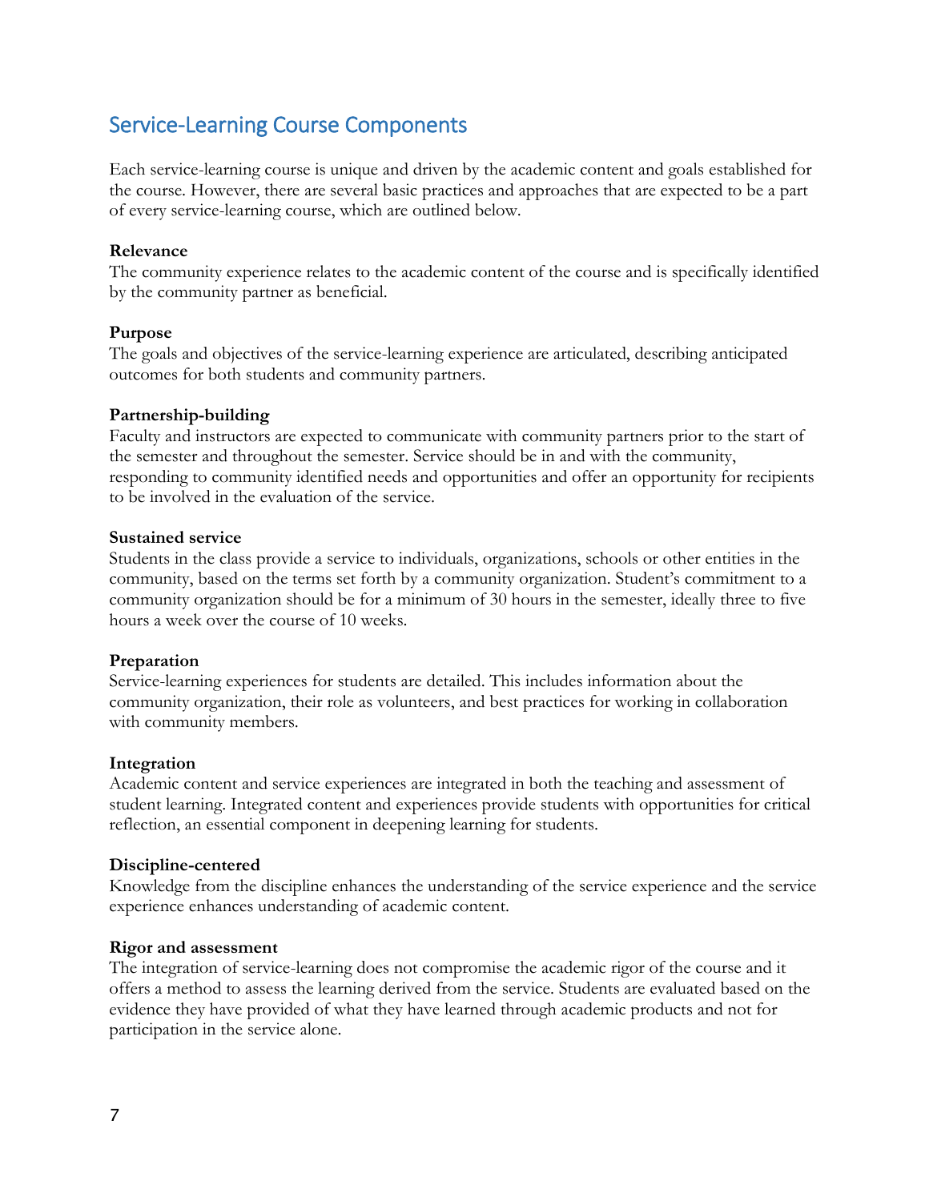## Service-Learning Course Components

Each service-learning course is unique and driven by the academic content and goals established for the course. However, there are several basic practices and approaches that are expected to be a part of every service-learning course, which are outlined below.

**Relevance**
The community experience relates to the academic content of the course and is specifically identified by the community partner as beneficial.

**Purpose**
The goals and objectives of the service-learning experience are articulated, describing anticipated outcomes for both students and community partners.

**Partnership-building**
Faculty and instructors are expected to communicate with community partners prior to the start of the semester and throughout the semester. Service should be in and with the community, responding to community identified needs and opportunities and offer an opportunity for recipients to be involved in the evaluation of the service.

**Sustained service**
Students in the class provide a service to individuals, organizations, schools or other entities in the community, based on the terms set forth by a community organization. Student's commitment to a community organization should be for a minimum of 30 hours in the semester, ideally three to five hours a week over the course of 10 weeks.

**Preparation**
Service-learning experiences for students are detailed. This includes information about the community organization, their role as volunteers, and best practices for working in collaboration with community members.

**Integration**
Academic content and service experiences are integrated in both the teaching and assessment of student learning. Integrated content and experiences provide students with opportunities for critical reflection, an essential component in deepening learning for students.

**Discipline-centered**
Knowledge from the discipline enhances the understanding of the service experience and the service experience enhances understanding of academic content.

**Rigor and assessment**
The integration of service-learning does not compromise the academic rigor of the course and it offers a method to assess the learning derived from the service. Students are evaluated based on the evidence they have provided of what they have learned through academic products and not for participation in the service alone.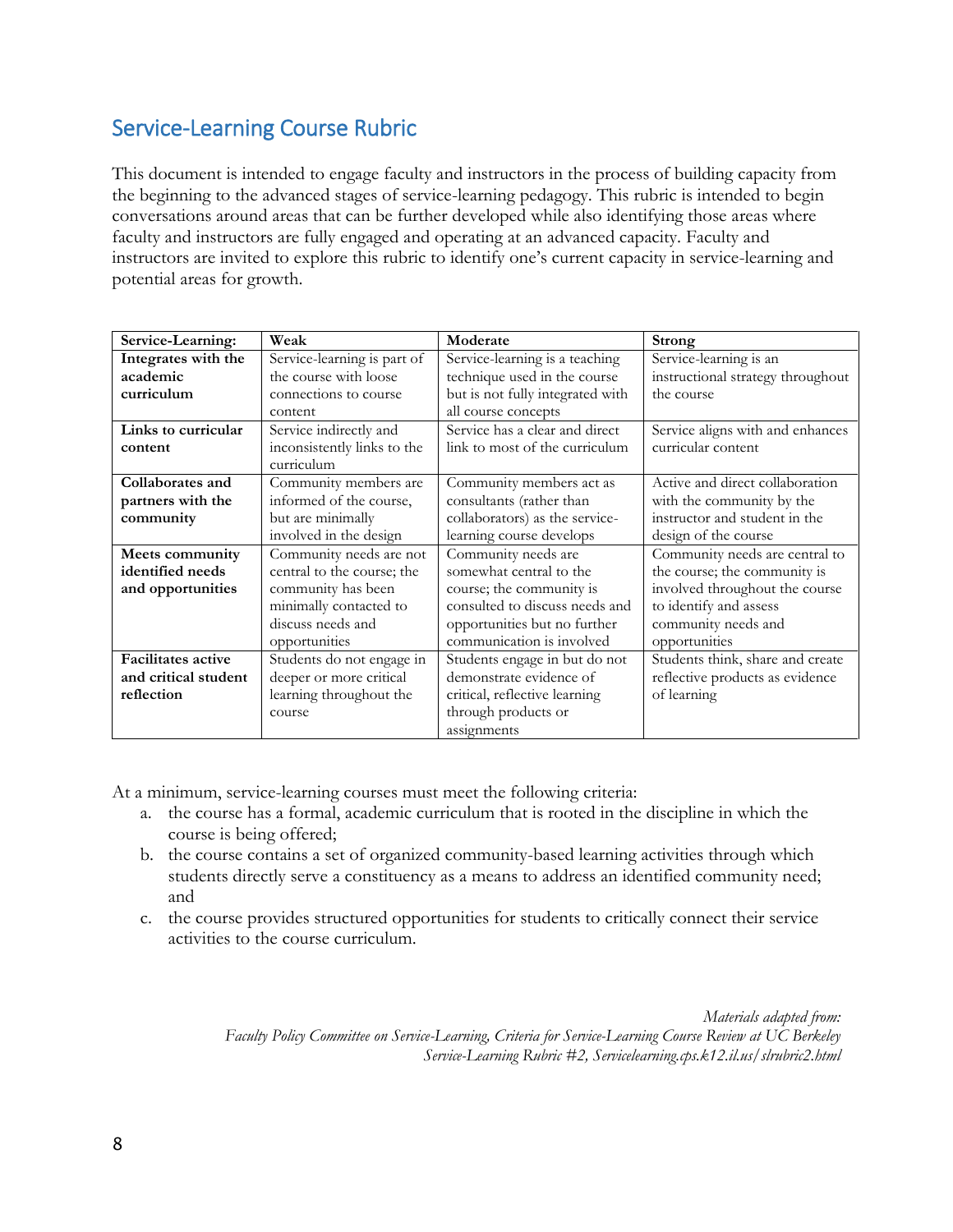## Service-Learning Course Rubric

This document is intended to engage faculty and instructors in the process of building capacity from the beginning to the advanced stages of service-learning pedagogy. This rubric is intended to begin conversations around areas that can be further developed while also identifying those areas where faculty and instructors are fully engaged and operating at an advanced capacity. Faculty and instructors are invited to explore this rubric to identify one's current capacity in service-learning and potential areas for growth.

| **Service-Learning:** | **Weak** | **Moderate** | **Strong** |
|---|---|---|---|
| **Integrates with the academic curriculum** | Service-learning is part of the course with loose connections to course content | Service-learning is a teaching technique used in the course but is not fully integrated with all course concepts | Service-learning is an instructional strategy throughout the course |
| **Links to curricular content** | Service indirectly and inconsistently links to the curriculum | Service has a clear and direct link to most of the curriculum | Service aligns with and enhances curricular content |
| **Collaborates and partners with the community** | Community members are informed of the course, but are minimally involved in the design | Community members act as consultants (rather than collaborators) as the service-learning course develops | Active and direct collaboration with the community by the instructor and student in the design of the course |
| **Meets community identified needs and opportunities** | Community needs are not central to the course; the community has been minimally contacted to discuss needs and opportunities | Community needs are somewhat central to the course; the community is consulted to discuss needs and opportunities but no further communication is involved | Community needs are central to the course; the community is involved throughout the course to identify and assess community needs and opportunities |
| **Facilitates active and critical student reflection** | Students do not engage in deeper or more critical learning throughout the course | Students engage in but do not demonstrate evidence of critical, reflective learning through products or assignments | Students think, share and create reflective products as evidence of learning |

At a minimum, service-learning courses must meet the following criteria:

a. the course has a formal, academic curriculum that is rooted in the discipline in which the course is being offered;
b. the course contains a set of organized community-based learning activities through which students directly serve a constituency as a means to address an identified community need; and
c. the course provides structured opportunities for students to critically connect their service activities to the course curriculum.

*Materials adapted from:*
*Faculty Policy Committee on Service-Learning, Criteria for Service-Learning Course Review at UC Berkeley*
*Service-Learning Rubric #2, Servicelearning.cps.k12.il.us/slrubric2.html*